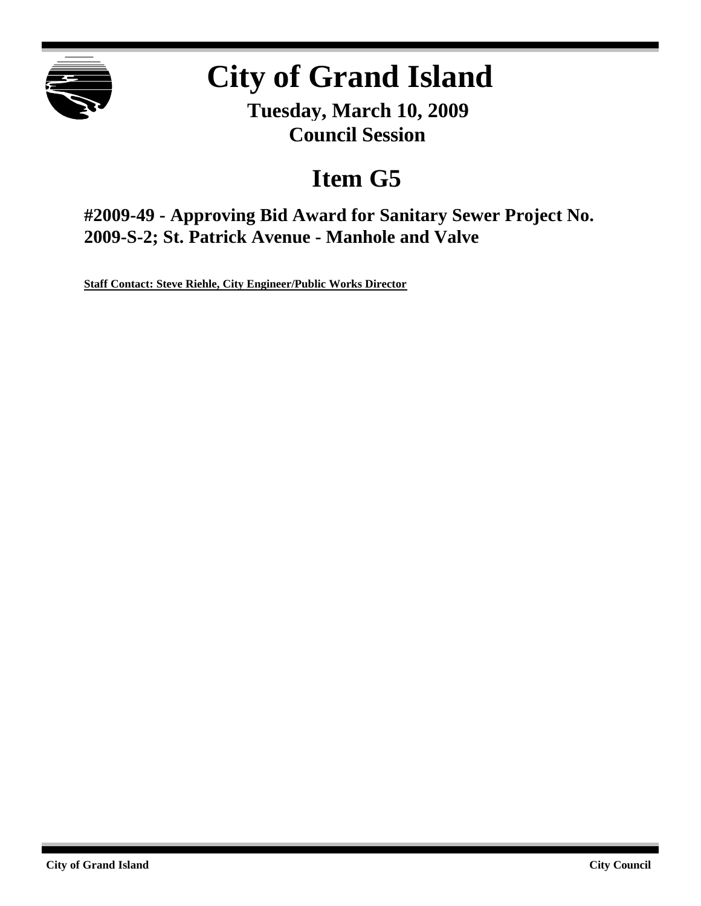# City of Grand Island

**Tuesday, March 10, 2009**
**Council Session**

## Item G5

### #2009-49 - Approving Bid Award for Sanitary Sewer Project No. 2009-S-2; St. Patrick Avenue - Manhole and Valve

**Staff Contact: Steve Riehle, City Engineer/Public Works Director**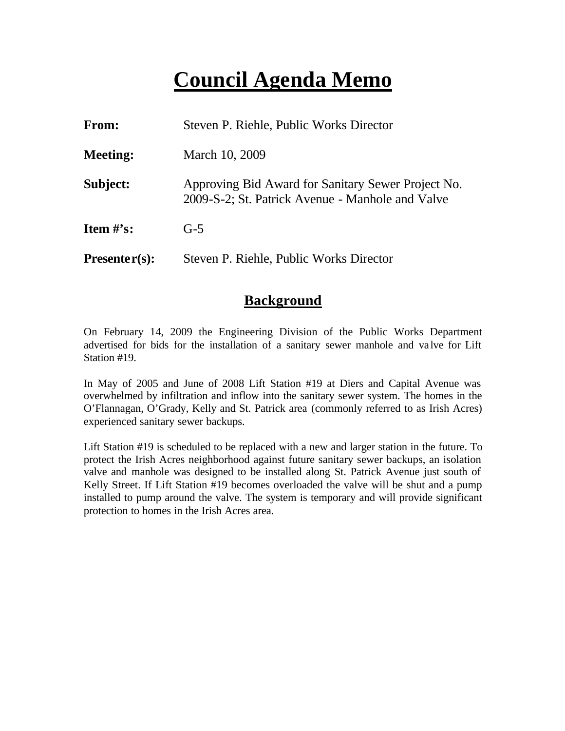# Council Agenda Memo

**From:** Steven P. Riehle, Public Works Director

**Meeting:** March 10, 2009

**Subject:** Approving Bid Award for Sanitary Sewer Project No. 2009-S-2; St. Patrick Avenue - Manhole and Valve

**Item #'s:** G-5

**Presenter(s):** Steven P. Riehle, Public Works Director

## Background

On February 14, 2009 the Engineering Division of the Public Works Department advertised for bids for the installation of a sanitary sewer manhole and valve for Lift Station #19.

In May of 2005 and June of 2008 Lift Station #19 at Diers and Capital Avenue was overwhelmed by infiltration and inflow into the sanitary sewer system. The homes in the O'Flannagan, O'Grady, Kelly and St. Patrick area (commonly referred to as Irish Acres) experienced sanitary sewer backups.

Lift Station #19 is scheduled to be replaced with a new and larger station in the future. To protect the Irish Acres neighborhood against future sanitary sewer backups, an isolation valve and manhole was designed to be installed along St. Patrick Avenue just south of Kelly Street. If Lift Station #19 becomes overloaded the valve will be shut and a pump installed to pump around the valve. The system is temporary and will provide significant protection to homes in the Irish Acres area.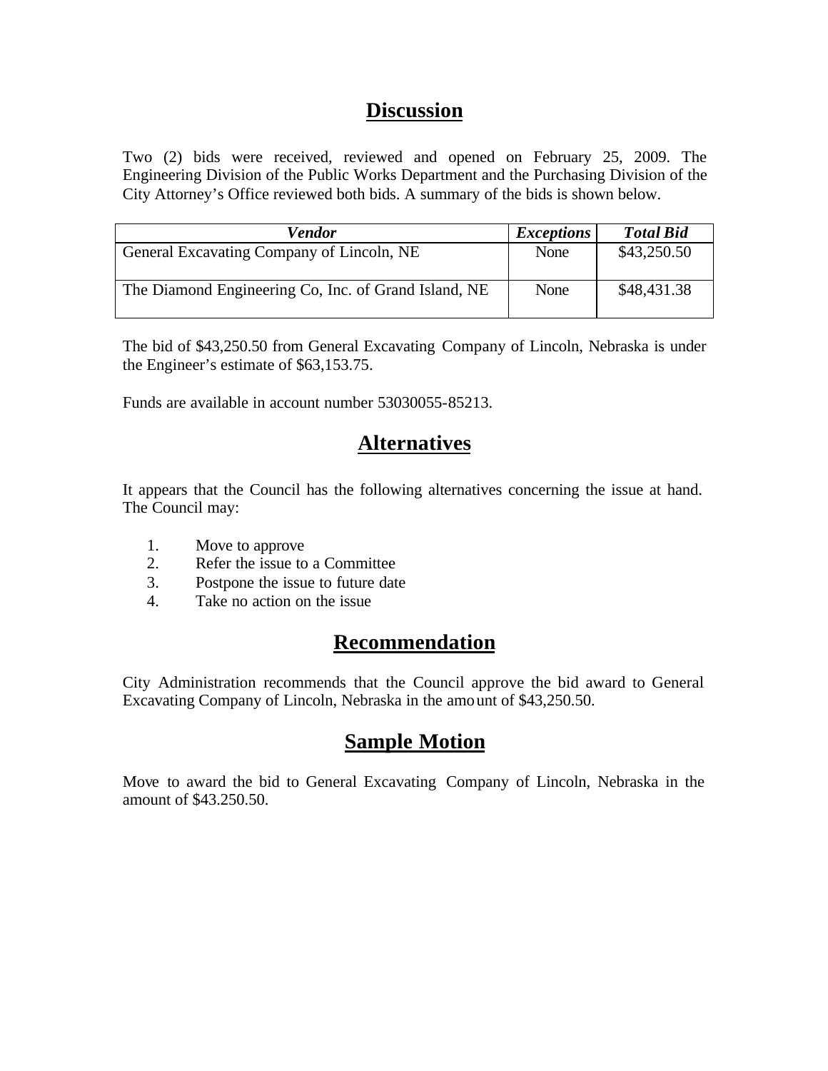## Discussion

Two (2) bids were received, reviewed and opened on February 25, 2009. The Engineering Division of the Public Works Department and the Purchasing Division of the City Attorney's Office reviewed both bids. A summary of the bids is shown below.

| *Vendor* | *Exceptions* | *Total Bid* |
|---|---|---|
| General Excavating Company of Lincoln, NE | None | $43,250.50 |
| The Diamond Engineering Co, Inc. of Grand Island, NE | None | $48,431.38 |

The bid of $43,250.50 from General Excavating Company of Lincoln, Nebraska is under the Engineer's estimate of $63,153.75.

Funds are available in account number 53030055-85213.

## Alternatives

It appears that the Council has the following alternatives concerning the issue at hand. The Council may:

1. Move to approve
2. Refer the issue to a Committee
3. Postpone the issue to future date
4. Take no action on the issue

## Recommendation

City Administration recommends that the Council approve the bid award to General Excavating Company of Lincoln, Nebraska in the amount of $43,250.50.

## Sample Motion

Move to award the bid to General Excavating Company of Lincoln, Nebraska in the amount of $43.250.50.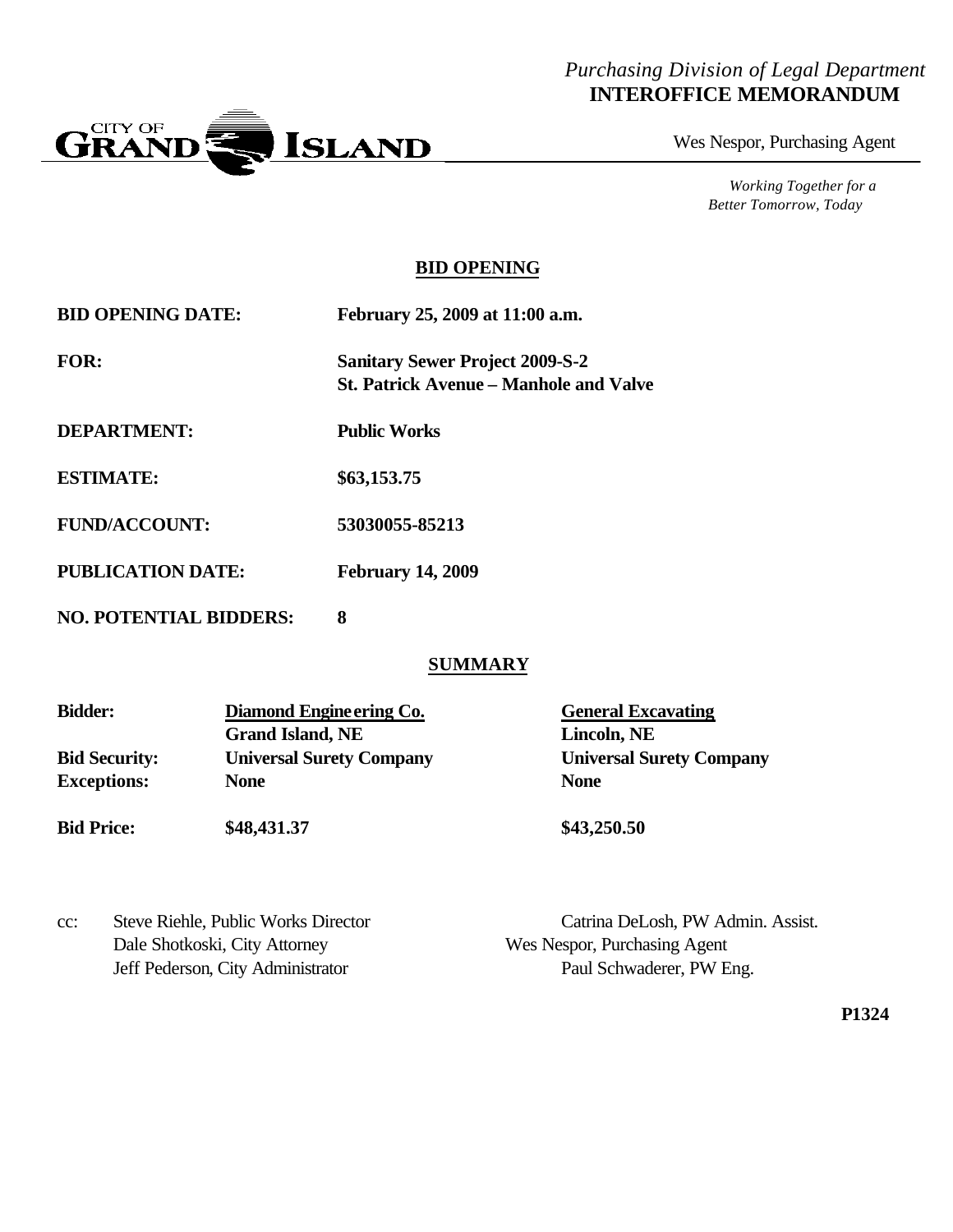*Purchasing Division of Legal Department*
**INTEROFFICE MEMORANDUM**

CITY OF GRAND ISLAND

Wes Nespor, Purchasing Agent

*Working Together for a Better Tomorrow, Today*

## BID OPENING

**BID OPENING DATE:** February 25, 2009 at 11:00 a.m.

**FOR:** Sanitary Sewer Project 2009-S-2
St. Patrick Avenue – Manhole and Valve

**DEPARTMENT:** Public Works

**ESTIMATE:** $63,153.75

**FUND/ACCOUNT:** 53030055-85213

**PUBLICATION DATE:** February 14, 2009

**NO. POTENTIAL BIDDERS:** 8

## SUMMARY

| | | |
|---|---|---|
| **Bidder:** | **Diamond Engineering Co.**<br>**Grand Island, NE** | **General Excavating**<br>**Lincoln, NE** |
| **Bid Security:** | **Universal Surety Company** | **Universal Surety Company** |
| **Exceptions:** | **None** | **None** |
| **Bid Price:** | **$48,431.37** | **$43,250.50** |

cc: Steve Riehle, Public Works Director
Dale Shotkoski, City Attorney
Jeff Pederson, City Administrator
Catrina DeLosh, PW Admin. Assist.
Wes Nespor, Purchasing Agent
Paul Schwaderer, PW Eng.

**P1324**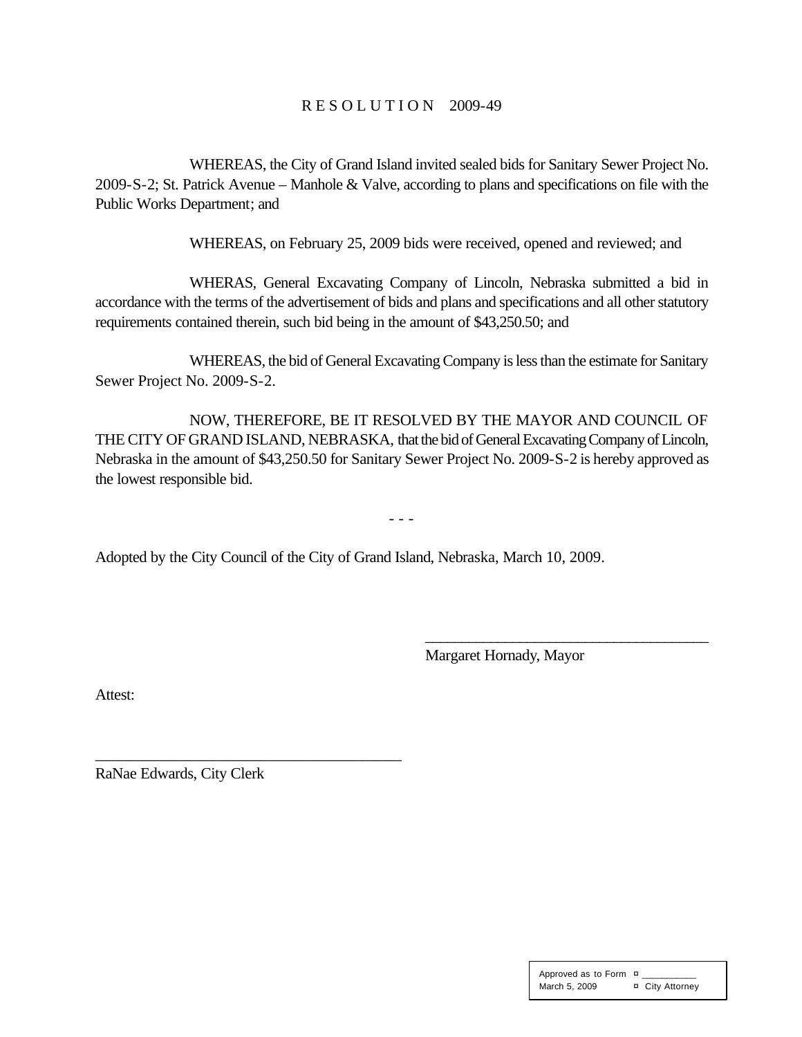# R E S O L U T I O N 2009-49

WHEREAS, the City of Grand Island invited sealed bids for Sanitary Sewer Project No. 2009-S-2; St. Patrick Avenue – Manhole & Valve, according to plans and specifications on file with the Public Works Department; and

WHEREAS, on February 25, 2009 bids were received, opened and reviewed; and

WHERAS, General Excavating Company of Lincoln, Nebraska submitted a bid in accordance with the terms of the advertisement of bids and plans and specifications and all other statutory requirements contained therein, such bid being in the amount of $43,250.50; and

WHEREAS, the bid of General Excavating Company is less than the estimate for Sanitary Sewer Project No. 2009-S-2.

NOW, THEREFORE, BE IT RESOLVED BY THE MAYOR AND COUNCIL OF THE CITY OF GRAND ISLAND, NEBRASKA, that the bid of General Excavating Company of Lincoln, Nebraska in the amount of $43,250.50 for Sanitary Sewer Project No. 2009-S-2 is hereby approved as the lowest responsible bid.

- - -

Adopted by the City Council of the City of Grand Island, Nebraska, March 10, 2009.

_____________________________________
Margaret Hornady, Mayor

Attest:

_____________________________________
RaNae Edwards, City Clerk

| | |
|---|---|
| Approved as to Form | ¤ ___________ |
| March 5, 2009 | ¤ City Attorney |